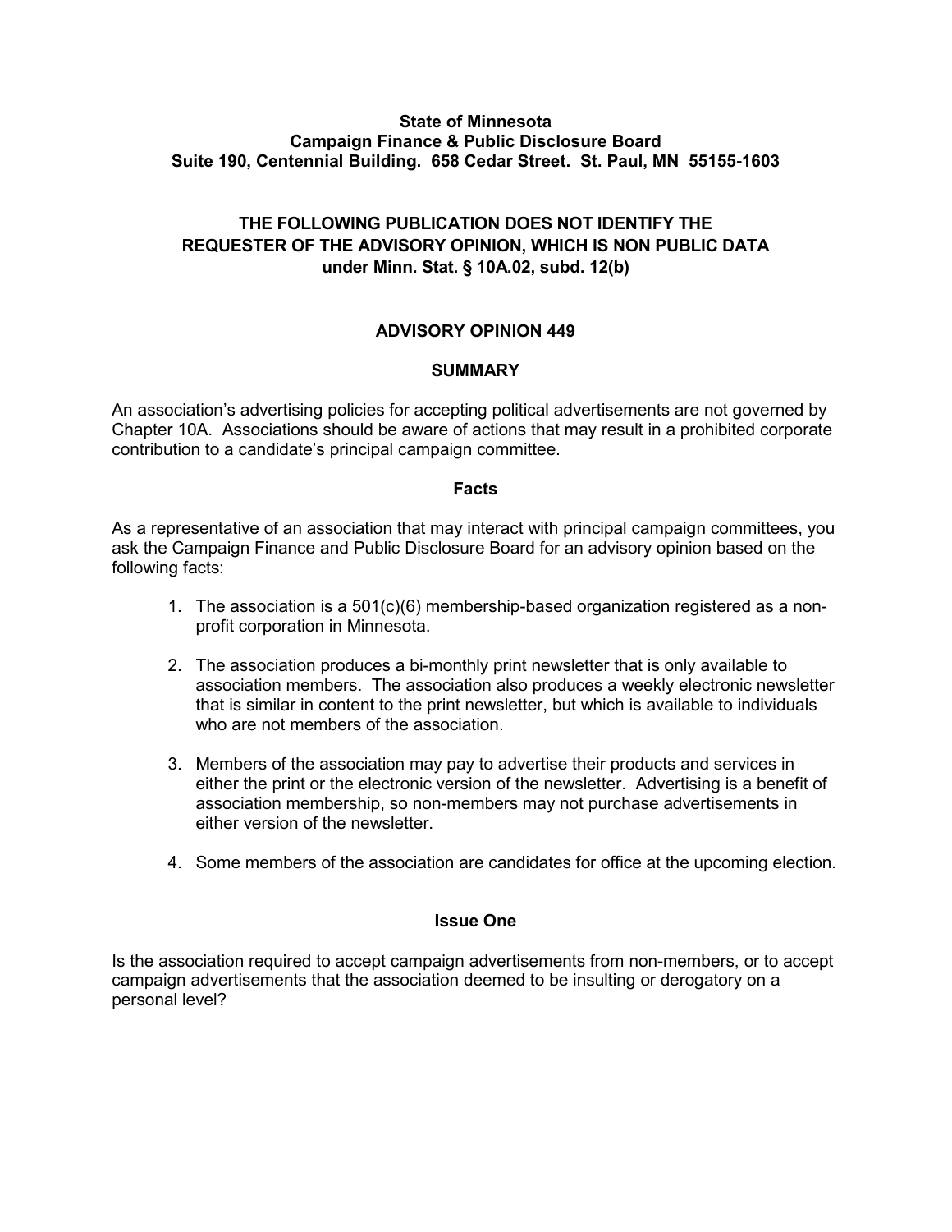**State of Minnesota**
**Campaign Finance & Public Disclosure Board**
**Suite 190, Centennial Building. 658 Cedar Street. St. Paul, MN 55155-1603**

**THE FOLLOWING PUBLICATION DOES NOT IDENTIFY THE REQUESTER OF THE ADVISORY OPINION, WHICH IS NON PUBLIC DATA under Minn. Stat. § 10A.02, subd. 12(b)**

# ADVISORY OPINION 449

## SUMMARY

An association's advertising policies for accepting political advertisements are not governed by Chapter 10A. Associations should be aware of actions that may result in a prohibited corporate contribution to a candidate's principal campaign committee.

## Facts

As a representative of an association that may interact with principal campaign committees, you ask the Campaign Finance and Public Disclosure Board for an advisory opinion based on the following facts:

1. The association is a 501(c)(6) membership-based organization registered as a non-profit corporation in Minnesota.
2. The association produces a bi-monthly print newsletter that is only available to association members. The association also produces a weekly electronic newsletter that is similar in content to the print newsletter, but which is available to individuals who are not members of the association.
3. Members of the association may pay to advertise their products and services in either the print or the electronic version of the newsletter. Advertising is a benefit of association membership, so non-members may not purchase advertisements in either version of the newsletter.
4. Some members of the association are candidates for office at the upcoming election.

## Issue One

Is the association required to accept campaign advertisements from non-members, or to accept campaign advertisements that the association deemed to be insulting or derogatory on a personal level?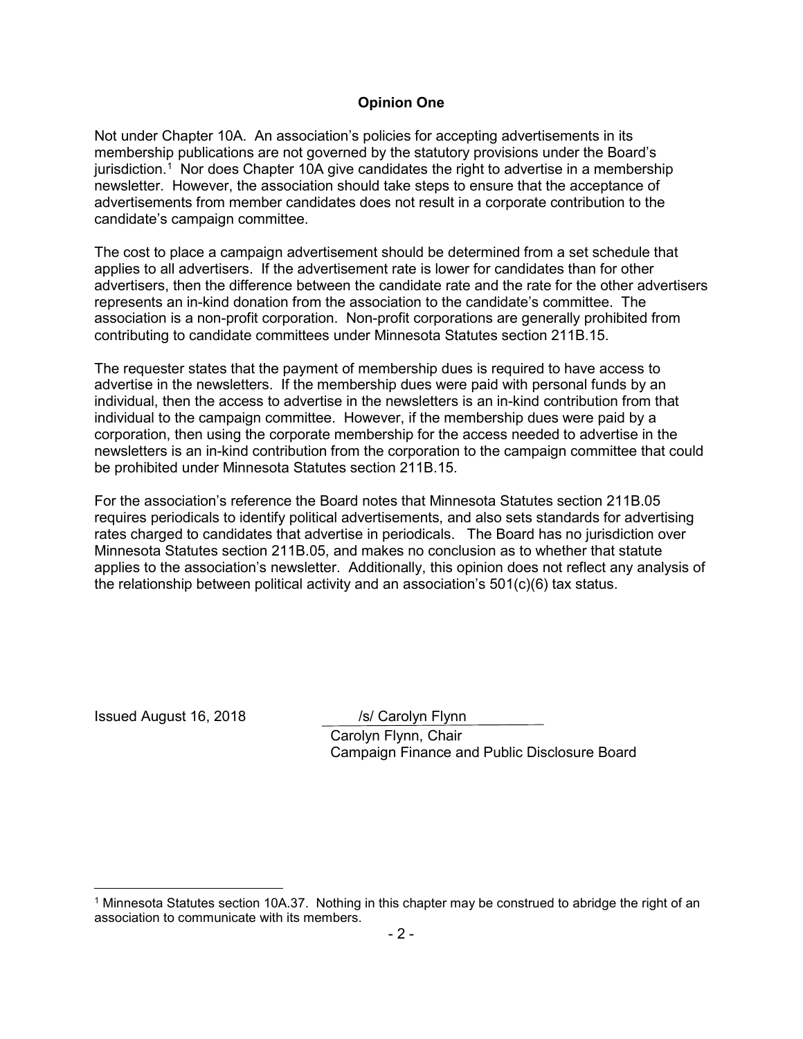**Opinion One**

Not under Chapter 10A. An association's policies for accepting advertisements in its membership publications are not governed by the statutory provisions under the Board's jurisdiction.[1] Nor does Chapter 10A give candidates the right to advertise in a membership newsletter. However, the association should take steps to ensure that the acceptance of advertisements from member candidates does not result in a corporate contribution to the candidate's campaign committee.

The cost to place a campaign advertisement should be determined from a set schedule that applies to all advertisers. If the advertisement rate is lower for candidates than for other advertisers, then the difference between the candidate rate and the rate for the other advertisers represents an in-kind donation from the association to the candidate's committee. The association is a non-profit corporation. Non-profit corporations are generally prohibited from contributing to candidate committees under Minnesota Statutes section 211B.15.

The requester states that the payment of membership dues is required to have access to advertise in the newsletters. If the membership dues were paid with personal funds by an individual, then the access to advertise in the newsletters is an in-kind contribution from that individual to the campaign committee. However, if the membership dues were paid by a corporation, then using the corporate membership for the access needed to advertise in the newsletters is an in-kind contribution from the corporation to the campaign committee that could be prohibited under Minnesota Statutes section 211B.15.

For the association's reference the Board notes that Minnesota Statutes section 211B.05 requires periodicals to identify political advertisements, and also sets standards for advertising rates charged to candidates that advertise in periodicals. The Board has no jurisdiction over Minnesota Statutes section 211B.05, and makes no conclusion as to whether that statute applies to the association's newsletter. Additionally, this opinion does not reflect any analysis of the relationship between political activity and an association's 501(c)(6) tax status.

Issued August 16, 2018

/s/ Carolyn Flynn
Carolyn Flynn, Chair
Campaign Finance and Public Disclosure Board

[1] Minnesota Statutes section 10A.37. Nothing in this chapter may be construed to abridge the right of an association to communicate with its members.